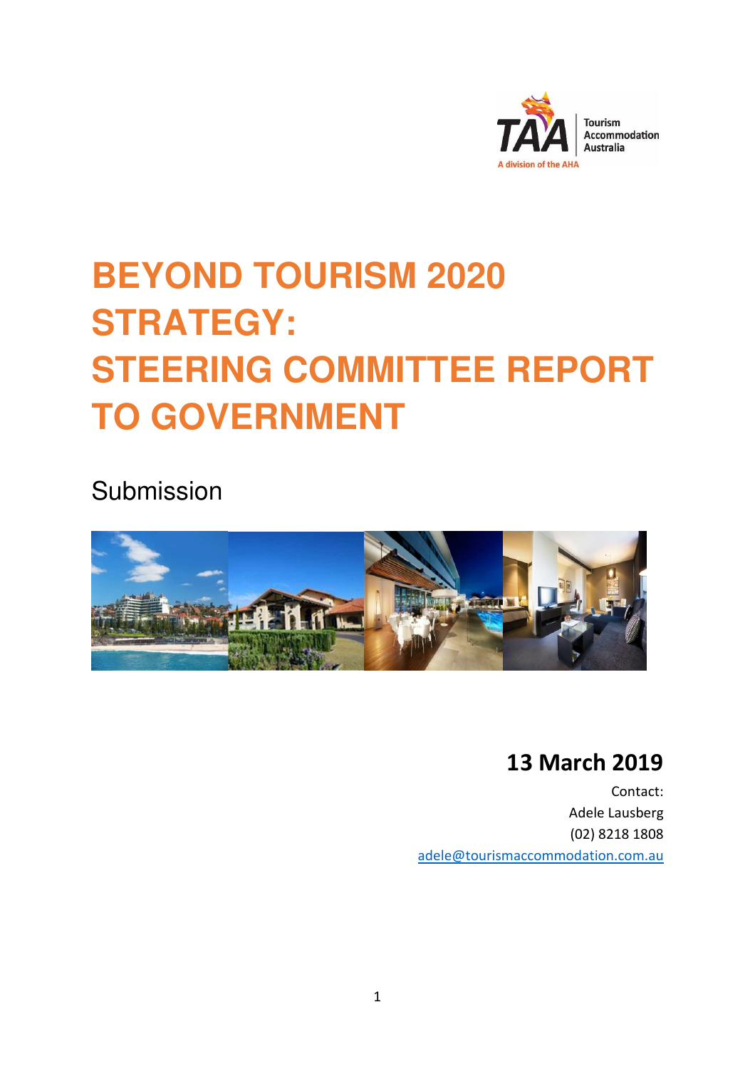Tourism Accommodation Australia

A division of the AHA

# BEYOND TOURISM 2020 STRATEGY: STEERING COMMITTEE REPORT TO GOVERNMENT

Submission

## 13 March 2019

Contact:
Adele Lausberg
(02) 8218 1808
adele@tourismaccommodation.com.au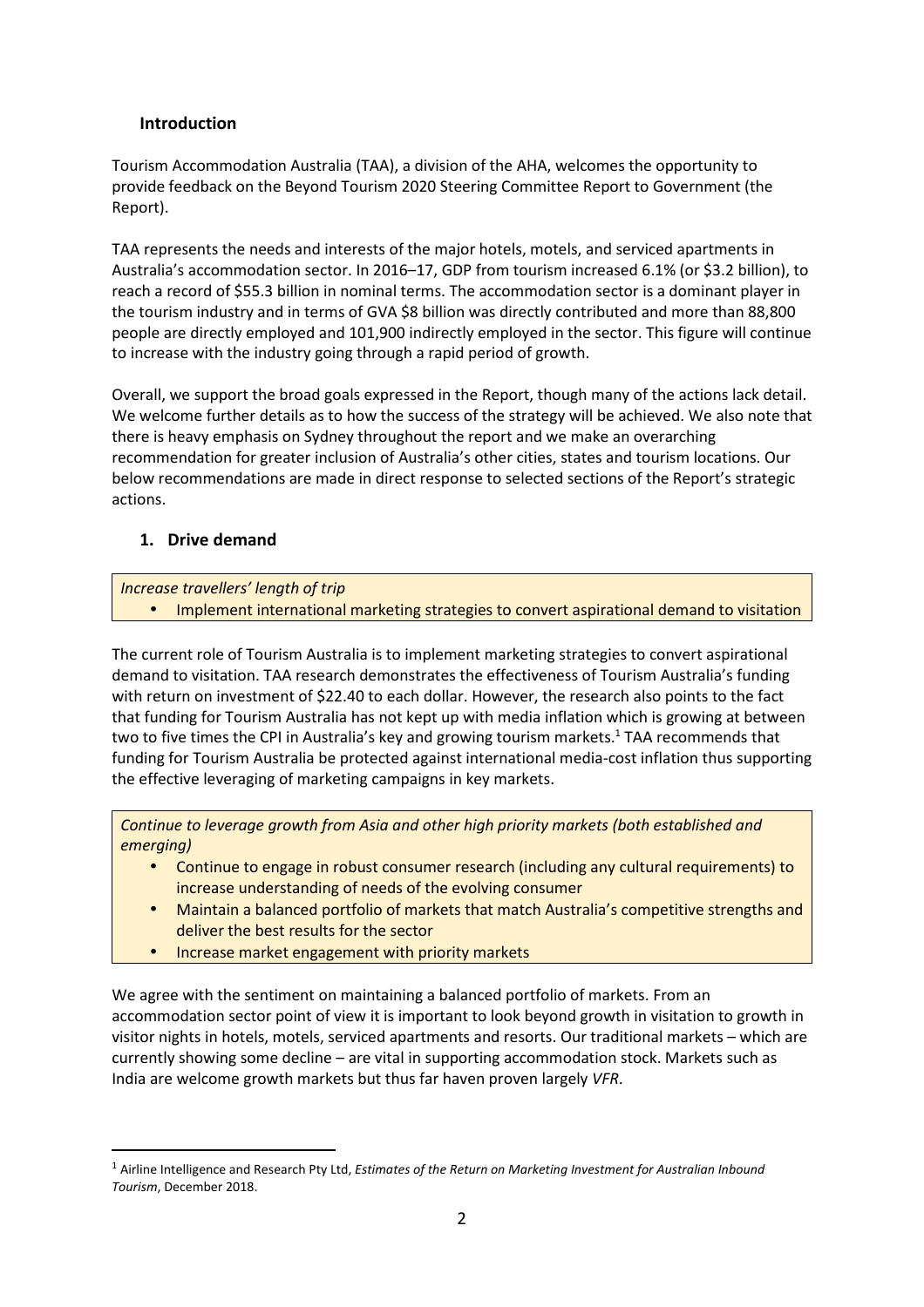## Introduction

Tourism Accommodation Australia (TAA), a division of the AHA, welcomes the opportunity to provide feedback on the Beyond Tourism 2020 Steering Committee Report to Government (the Report).

TAA represents the needs and interests of the major hotels, motels, and serviced apartments in Australia's accommodation sector. In 2016–17, GDP from tourism increased 6.1% (or $3.2 billion), to reach a record of $55.3 billion in nominal terms. The accommodation sector is a dominant player in the tourism industry and in terms of GVA $8 billion was directly contributed and more than 88,800 people are directly employed and 101,900 indirectly employed in the sector. This figure will continue to increase with the industry going through a rapid period of growth.

Overall, we support the broad goals expressed in the Report, though many of the actions lack detail. We welcome further details as to how the success of the strategy will be achieved. We also note that there is heavy emphasis on Sydney throughout the report and we make an overarching recommendation for greater inclusion of Australia's other cities, states and tourism locations. Our below recommendations are made in direct response to selected sections of the Report's strategic actions.

## 1. Drive demand

*Increase travellers' length of trip*

- Implement international marketing strategies to convert aspirational demand to visitation

The current role of Tourism Australia is to implement marketing strategies to convert aspirational demand to visitation. TAA research demonstrates the effectiveness of Tourism Australia's funding with return on investment of $22.40 to each dollar. However, the research also points to the fact that funding for Tourism Australia has not kept up with media inflation which is growing at between two to five times the CPI in Australia's key and growing tourism markets.[1] TAA recommends that funding for Tourism Australia be protected against international media-cost inflation thus supporting the effective leveraging of marketing campaigns in key markets.

*Continue to leverage growth from Asia and other high priority markets (both established and emerging)*

- Continue to engage in robust consumer research (including any cultural requirements) to increase understanding of needs of the evolving consumer
- Maintain a balanced portfolio of markets that match Australia's competitive strengths and deliver the best results for the sector
- Increase market engagement with priority markets

We agree with the sentiment on maintaining a balanced portfolio of markets. From an accommodation sector point of view it is important to look beyond growth in visitation to growth in visitor nights in hotels, motels, serviced apartments and resorts. Our traditional markets – which are currently showing some decline – are vital in supporting accommodation stock. Markets such as India are welcome growth markets but thus far haven proven largely *VFR*.

[1] Airline Intelligence and Research Pty Ltd, *Estimates of the Return on Marketing Investment for Australian Inbound Tourism*, December 2018.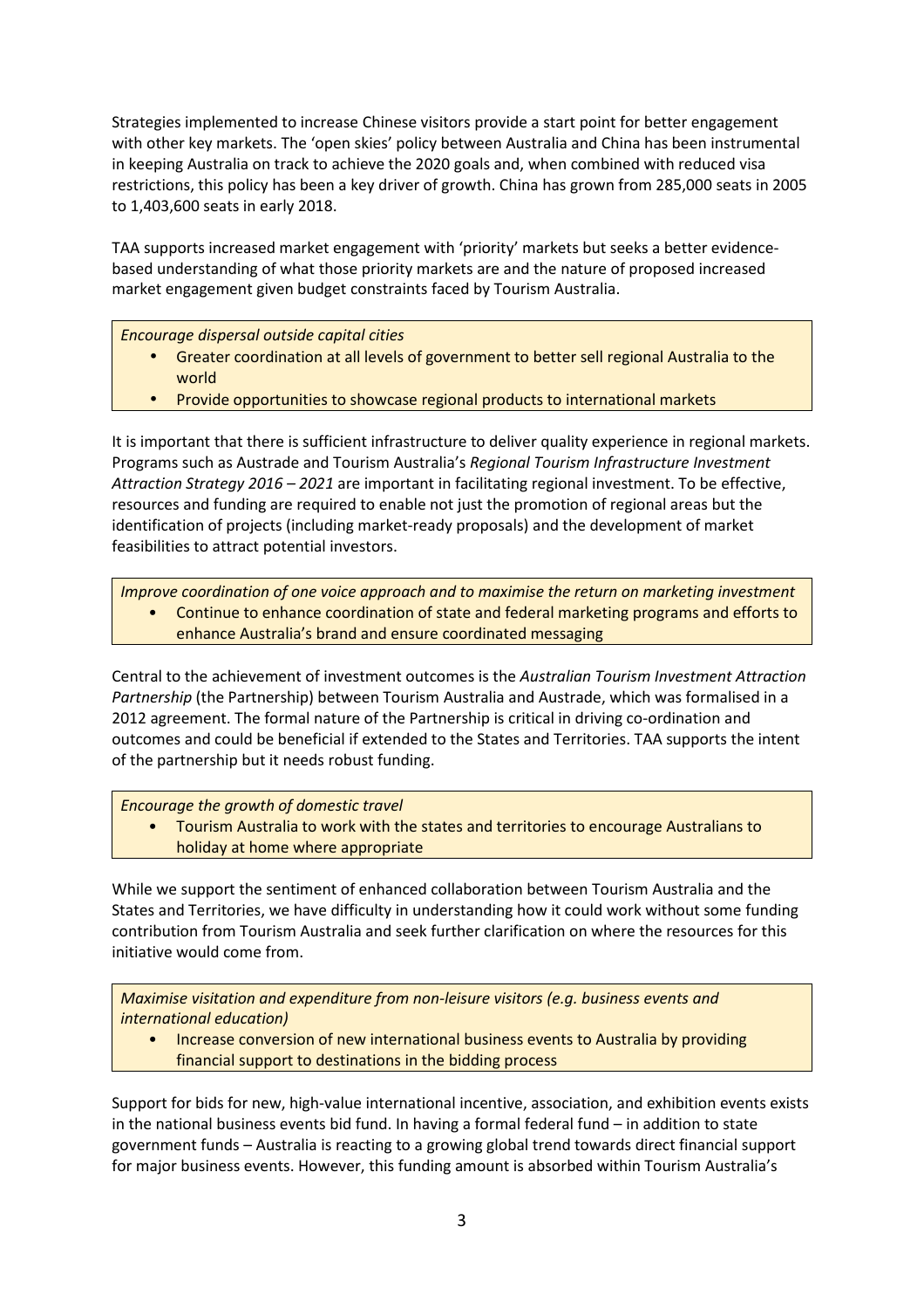Strategies implemented to increase Chinese visitors provide a start point for better engagement with other key markets. The 'open skies' policy between Australia and China has been instrumental in keeping Australia on track to achieve the 2020 goals and, when combined with reduced visa restrictions, this policy has been a key driver of growth. China has grown from 285,000 seats in 2005 to 1,403,600 seats in early 2018.

TAA supports increased market engagement with 'priority' markets but seeks a better evidence-based understanding of what those priority markets are and the nature of proposed increased market engagement given budget constraints faced by Tourism Australia.

> *Encourage dispersal outside capital cities*
> - Greater coordination at all levels of government to better sell regional Australia to the world
> - Provide opportunities to showcase regional products to international markets

It is important that there is sufficient infrastructure to deliver quality experience in regional markets. Programs such as Austrade and Tourism Australia's *Regional Tourism Infrastructure Investment Attraction Strategy 2016 – 2021* are important in facilitating regional investment. To be effective, resources and funding are required to enable not just the promotion of regional areas but the identification of projects (including market-ready proposals) and the development of market feasibilities to attract potential investors.

> *Improve coordination of one voice approach and to maximise the return on marketing investment*
> - Continue to enhance coordination of state and federal marketing programs and efforts to enhance Australia's brand and ensure coordinated messaging

Central to the achievement of investment outcomes is the *Australian Tourism Investment Attraction Partnership* (the Partnership) between Tourism Australia and Austrade, which was formalised in a 2012 agreement. The formal nature of the Partnership is critical in driving co-ordination and outcomes and could be beneficial if extended to the States and Territories. TAA supports the intent of the partnership but it needs robust funding.

> *Encourage the growth of domestic travel*
> - Tourism Australia to work with the states and territories to encourage Australians to holiday at home where appropriate

While we support the sentiment of enhanced collaboration between Tourism Australia and the States and Territories, we have difficulty in understanding how it could work without some funding contribution from Tourism Australia and seek further clarification on where the resources for this initiative would come from.

> *Maximise visitation and expenditure from non-leisure visitors (e.g. business events and international education)*
> - Increase conversion of new international business events to Australia by providing financial support to destinations in the bidding process

Support for bids for new, high-value international incentive, association, and exhibition events exists in the national business events bid fund. In having a formal federal fund – in addition to state government funds – Australia is reacting to a growing global trend towards direct financial support for major business events. However, this funding amount is absorbed within Tourism Australia's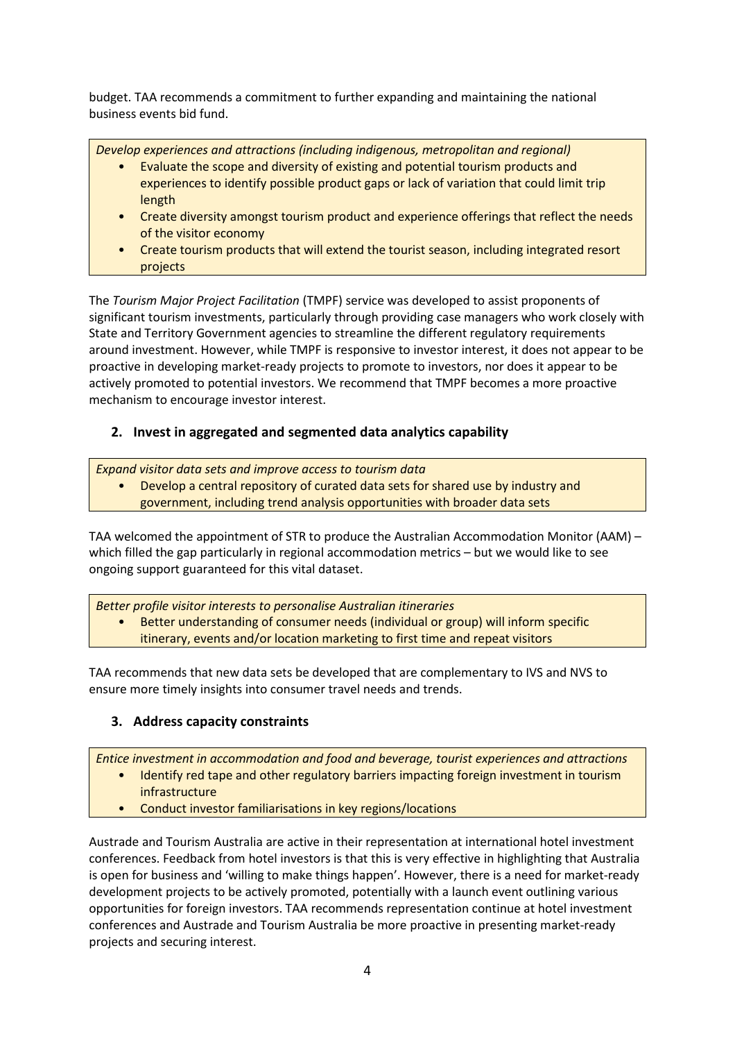budget. TAA recommends a commitment to further expanding and maintaining the national business events bid fund.

> *Develop experiences and attractions (including indigenous, metropolitan and regional)*
> - Evaluate the scope and diversity of existing and potential tourism products and experiences to identify possible product gaps or lack of variation that could limit trip length
> - Create diversity amongst tourism product and experience offerings that reflect the needs of the visitor economy
> - Create tourism products that will extend the tourist season, including integrated resort projects

The *Tourism Major Project Facilitation* (TMPF) service was developed to assist proponents of significant tourism investments, particularly through providing case managers who work closely with State and Territory Government agencies to streamline the different regulatory requirements around investment. However, while TMPF is responsive to investor interest, it does not appear to be proactive in developing market-ready projects to promote to investors, nor does it appear to be actively promoted to potential investors. We recommend that TMPF becomes a more proactive mechanism to encourage investor interest.

## 2. Invest in aggregated and segmented data analytics capability

> *Expand visitor data sets and improve access to tourism data*
> - Develop a central repository of curated data sets for shared use by industry and government, including trend analysis opportunities with broader data sets

TAA welcomed the appointment of STR to produce the Australian Accommodation Monitor (AAM) – which filled the gap particularly in regional accommodation metrics – but we would like to see ongoing support guaranteed for this vital dataset.

> *Better profile visitor interests to personalise Australian itineraries*
> - Better understanding of consumer needs (individual or group) will inform specific itinerary, events and/or location marketing to first time and repeat visitors

TAA recommends that new data sets be developed that are complementary to IVS and NVS to ensure more timely insights into consumer travel needs and trends.

## 3. Address capacity constraints

> *Entice investment in accommodation and food and beverage, tourist experiences and attractions*
> - Identify red tape and other regulatory barriers impacting foreign investment in tourism infrastructure
> - Conduct investor familiarisations in key regions/locations

Austrade and Tourism Australia are active in their representation at international hotel investment conferences. Feedback from hotel investors is that this is very effective in highlighting that Australia is open for business and 'willing to make things happen'. However, there is a need for market-ready development projects to be actively promoted, potentially with a launch event outlining various opportunities for foreign investors. TAA recommends representation continue at hotel investment conferences and Austrade and Tourism Australia be more proactive in presenting market-ready projects and securing interest.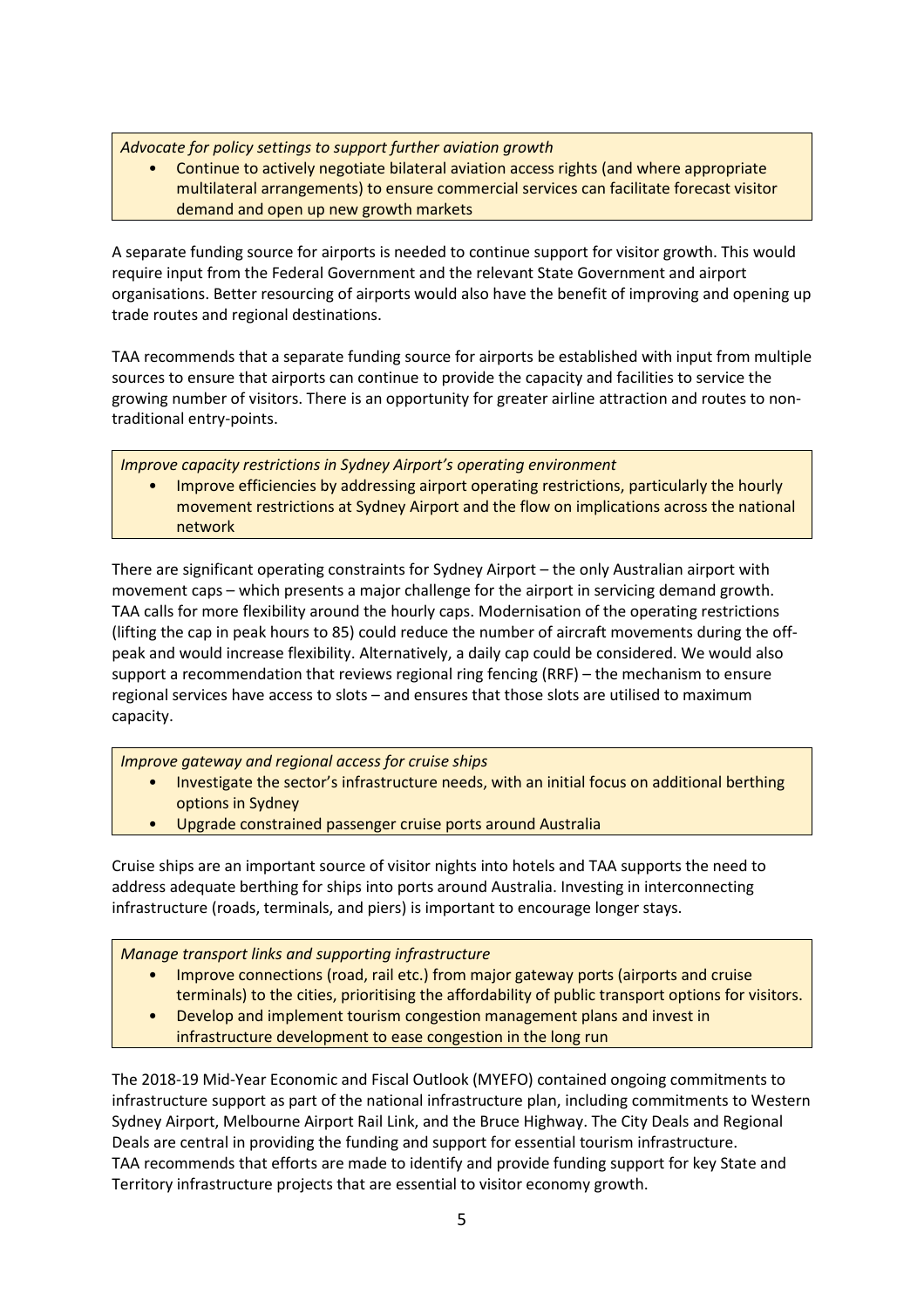*Advocate for policy settings to support further aviation growth*

- Continue to actively negotiate bilateral aviation access rights (and where appropriate multilateral arrangements) to ensure commercial services can facilitate forecast visitor demand and open up new growth markets

A separate funding source for airports is needed to continue support for visitor growth. This would require input from the Federal Government and the relevant State Government and airport organisations. Better resourcing of airports would also have the benefit of improving and opening up trade routes and regional destinations.

TAA recommends that a separate funding source for airports be established with input from multiple sources to ensure that airports can continue to provide the capacity and facilities to service the growing number of visitors. There is an opportunity for greater airline attraction and routes to non-traditional entry-points.

*Improve capacity restrictions in Sydney Airport's operating environment*

- Improve efficiencies by addressing airport operating restrictions, particularly the hourly movement restrictions at Sydney Airport and the flow on implications across the national network

There are significant operating constraints for Sydney Airport – the only Australian airport with movement caps – which presents a major challenge for the airport in servicing demand growth. TAA calls for more flexibility around the hourly caps. Modernisation of the operating restrictions (lifting the cap in peak hours to 85) could reduce the number of aircraft movements during the off-peak and would increase flexibility. Alternatively, a daily cap could be considered. We would also support a recommendation that reviews regional ring fencing (RRF) – the mechanism to ensure regional services have access to slots – and ensures that those slots are utilised to maximum capacity.

*Improve gateway and regional access for cruise ships*

- Investigate the sector's infrastructure needs, with an initial focus on additional berthing options in Sydney
- Upgrade constrained passenger cruise ports around Australia

Cruise ships are an important source of visitor nights into hotels and TAA supports the need to address adequate berthing for ships into ports around Australia. Investing in interconnecting infrastructure (roads, terminals, and piers) is important to encourage longer stays.

*Manage transport links and supporting infrastructure*

- Improve connections (road, rail etc.) from major gateway ports (airports and cruise terminals) to the cities, prioritising the affordability of public transport options for visitors.
- Develop and implement tourism congestion management plans and invest in infrastructure development to ease congestion in the long run

The 2018-19 Mid-Year Economic and Fiscal Outlook (MYEFO) contained ongoing commitments to infrastructure support as part of the national infrastructure plan, including commitments to Western Sydney Airport, Melbourne Airport Rail Link, and the Bruce Highway. The City Deals and Regional Deals are central in providing the funding and support for essential tourism infrastructure.
TAA recommends that efforts are made to identify and provide funding support for key State and Territory infrastructure projects that are essential to visitor economy growth.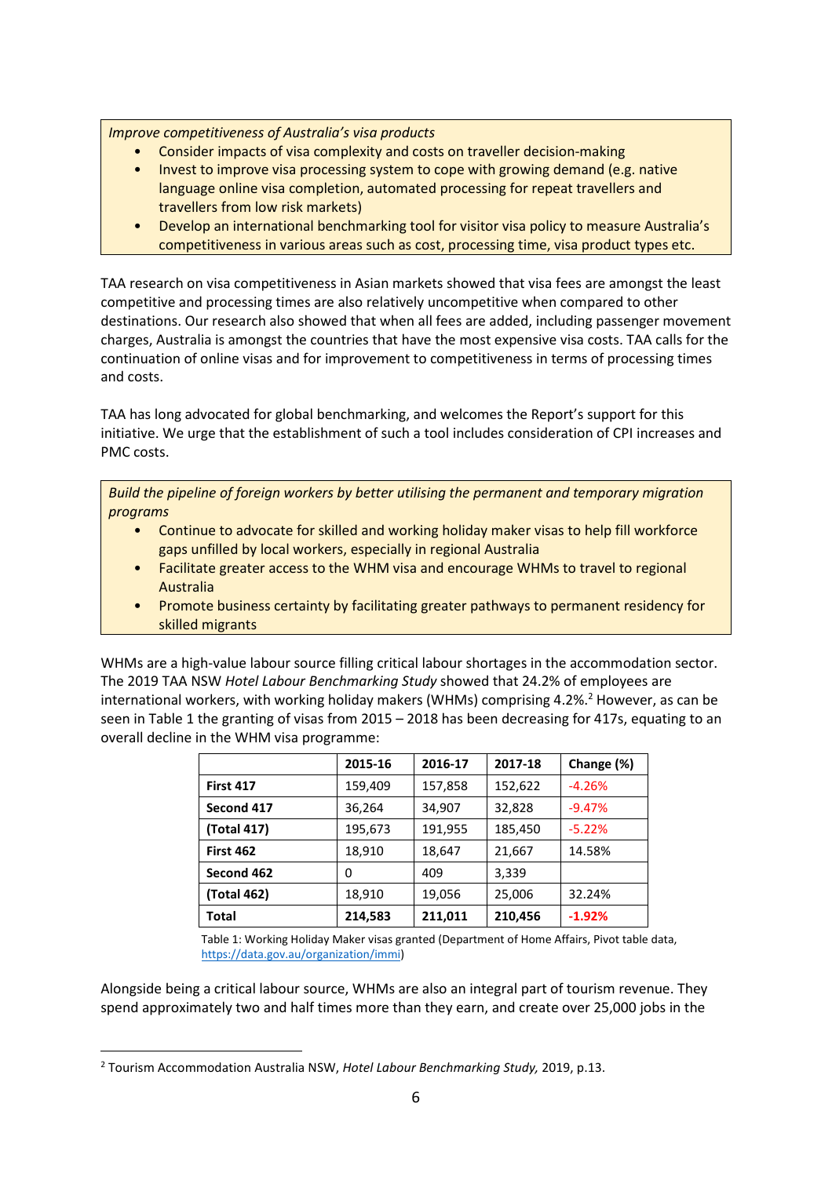*Improve competitiveness of Australia's visa products*

- Consider impacts of visa complexity and costs on traveller decision-making
- Invest to improve visa processing system to cope with growing demand (e.g. native language online visa completion, automated processing for repeat travellers and travellers from low risk markets)
- Develop an international benchmarking tool for visitor visa policy to measure Australia's competitiveness in various areas such as cost, processing time, visa product types etc.

TAA research on visa competitiveness in Asian markets showed that visa fees are amongst the least competitive and processing times are also relatively uncompetitive when compared to other destinations. Our research also showed that when all fees are added, including passenger movement charges, Australia is amongst the countries that have the most expensive visa costs. TAA calls for the continuation of online visas and for improvement to competitiveness in terms of processing times and costs.

TAA has long advocated for global benchmarking, and welcomes the Report's support for this initiative. We urge that the establishment of such a tool includes consideration of CPI increases and PMC costs.

*Build the pipeline of foreign workers by better utilising the permanent and temporary migration programs*

- Continue to advocate for skilled and working holiday maker visas to help fill workforce gaps unfilled by local workers, especially in regional Australia
- Facilitate greater access to the WHM visa and encourage WHMs to travel to regional Australia
- Promote business certainty by facilitating greater pathways to permanent residency for skilled migrants

WHMs are a high-value labour source filling critical labour shortages in the accommodation sector. The 2019 TAA NSW *Hotel Labour Benchmarking Study* showed that 24.2% of employees are international workers, with working holiday makers (WHMs) comprising 4.2%.[2] However, as can be seen in Table 1 the granting of visas from 2015 – 2018 has been decreasing for 417s, equating to an overall decline in the WHM visa programme:

| | 2015-16 | 2016-17 | 2017-18 | Change (%) |
|---|---|---|---|---|
| **First 417** | 159,409 | 157,858 | 152,622 | -4.26% |
| **Second 417** | 36,264 | 34,907 | 32,828 | -9.47% |
| **(Total 417)** | 195,673 | 191,955 | 185,450 | -5.22% |
| **First 462** | 18,910 | 18,647 | 21,667 | 14.58% |
| **Second 462** | 0 | 409 | 3,339 | |
| **(Total 462)** | 18,910 | 19,056 | 25,006 | 32.24% |
| **Total** | **214,583** | **211,011** | **210,456** | **-1.92%** |

Table 1: Working Holiday Maker visas granted (Department of Home Affairs, Pivot table data, https://data.gov.au/organization/immi)

Alongside being a critical labour source, WHMs are also an integral part of tourism revenue. They spend approximately two and half times more than they earn, and create over 25,000 jobs in the

[2] Tourism Accommodation Australia NSW, *Hotel Labour Benchmarking Study,* 2019, p.13.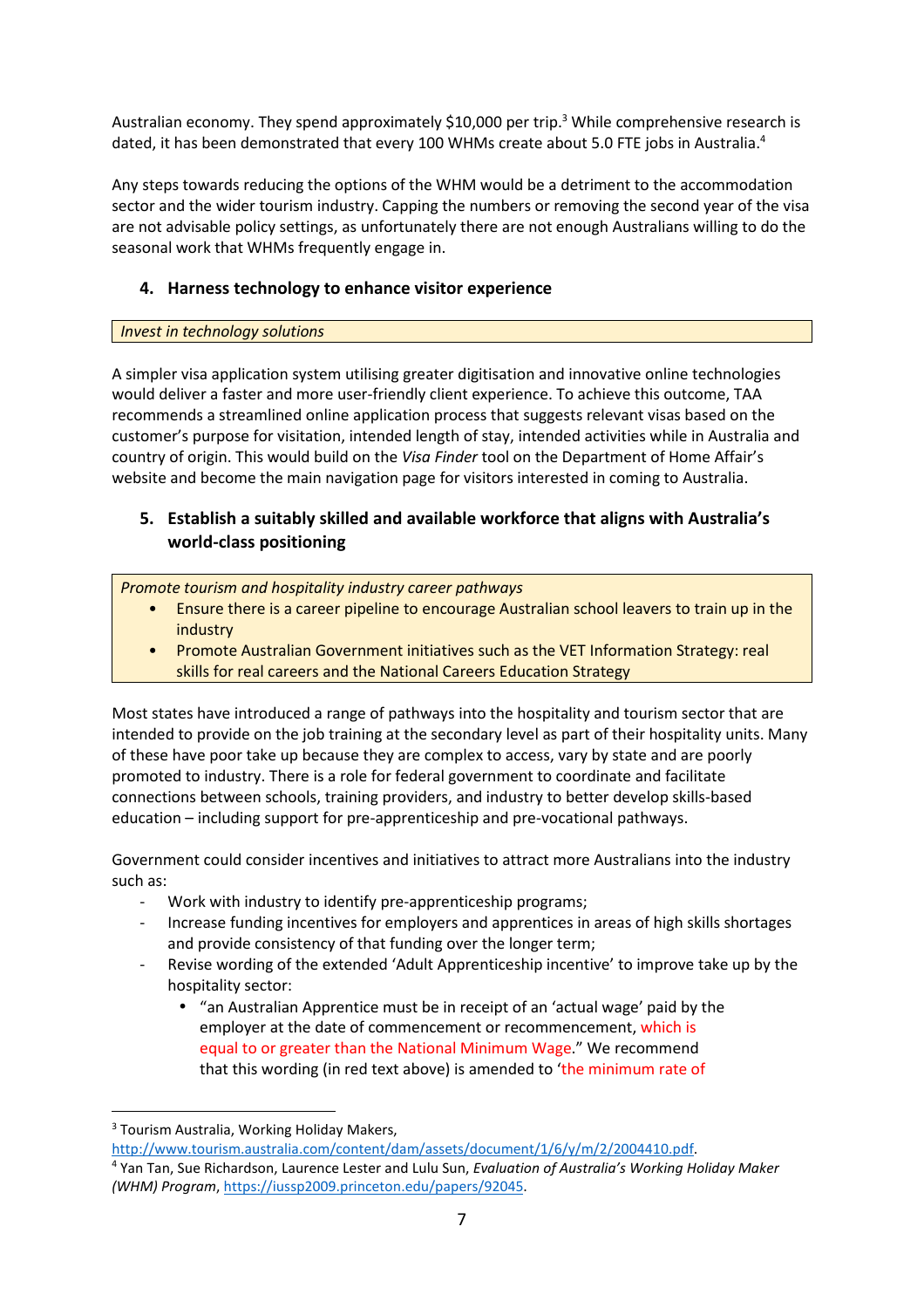Australian economy. They spend approximately $10,000 per trip.[3] While comprehensive research is dated, it has been demonstrated that every 100 WHMs create about 5.0 FTE jobs in Australia.[4]

Any steps towards reducing the options of the WHM would be a detriment to the accommodation sector and the wider tourism industry. Capping the numbers or removing the second year of the visa are not advisable policy settings, as unfortunately there are not enough Australians willing to do the seasonal work that WHMs frequently engage in.

## 4. Harness technology to enhance visitor experience

*Invest in technology solutions*

A simpler visa application system utilising greater digitisation and innovative online technologies would deliver a faster and more user-friendly client experience. To achieve this outcome, TAA recommends a streamlined online application process that suggests relevant visas based on the customer's purpose for visitation, intended length of stay, intended activities while in Australia and country of origin. This would build on the *Visa Finder* tool on the Department of Home Affair's website and become the main navigation page for visitors interested in coming to Australia.

## 5. Establish a suitably skilled and available workforce that aligns with Australia's world-class positioning

*Promote tourism and hospitality industry career pathways*

- Ensure there is a career pipeline to encourage Australian school leavers to train up in the industry
- Promote Australian Government initiatives such as the VET Information Strategy: real skills for real careers and the National Careers Education Strategy

Most states have introduced a range of pathways into the hospitality and tourism sector that are intended to provide on the job training at the secondary level as part of their hospitality units. Many of these have poor take up because they are complex to access, vary by state and are poorly promoted to industry. There is a role for federal government to coordinate and facilitate connections between schools, training providers, and industry to better develop skills-based education – including support for pre-apprenticeship and pre-vocational pathways.

Government could consider incentives and initiatives to attract more Australians into the industry such as:

- Work with industry to identify pre-apprenticeship programs;
- Increase funding incentives for employers and apprentices in areas of high skills shortages and provide consistency of that funding over the longer term;
- Revise wording of the extended 'Adult Apprenticeship incentive' to improve take up by the hospitality sector:
  - "an Australian Apprentice must be in receipt of an 'actual wage' paid by the employer at the date of commencement or recommencement, which is equal to or greater than the National Minimum Wage." We recommend that this wording (in red text above) is amended to 'the minimum rate of

---

[3] Tourism Australia, Working Holiday Makers, http://www.tourism.australia.com/content/dam/assets/document/1/6/y/m/2/2004410.pdf.

[4] Yan Tan, Sue Richardson, Laurence Lester and Lulu Sun, *Evaluation of Australia's Working Holiday Maker (WHM) Program*, https://iussp2009.princeton.edu/papers/92045.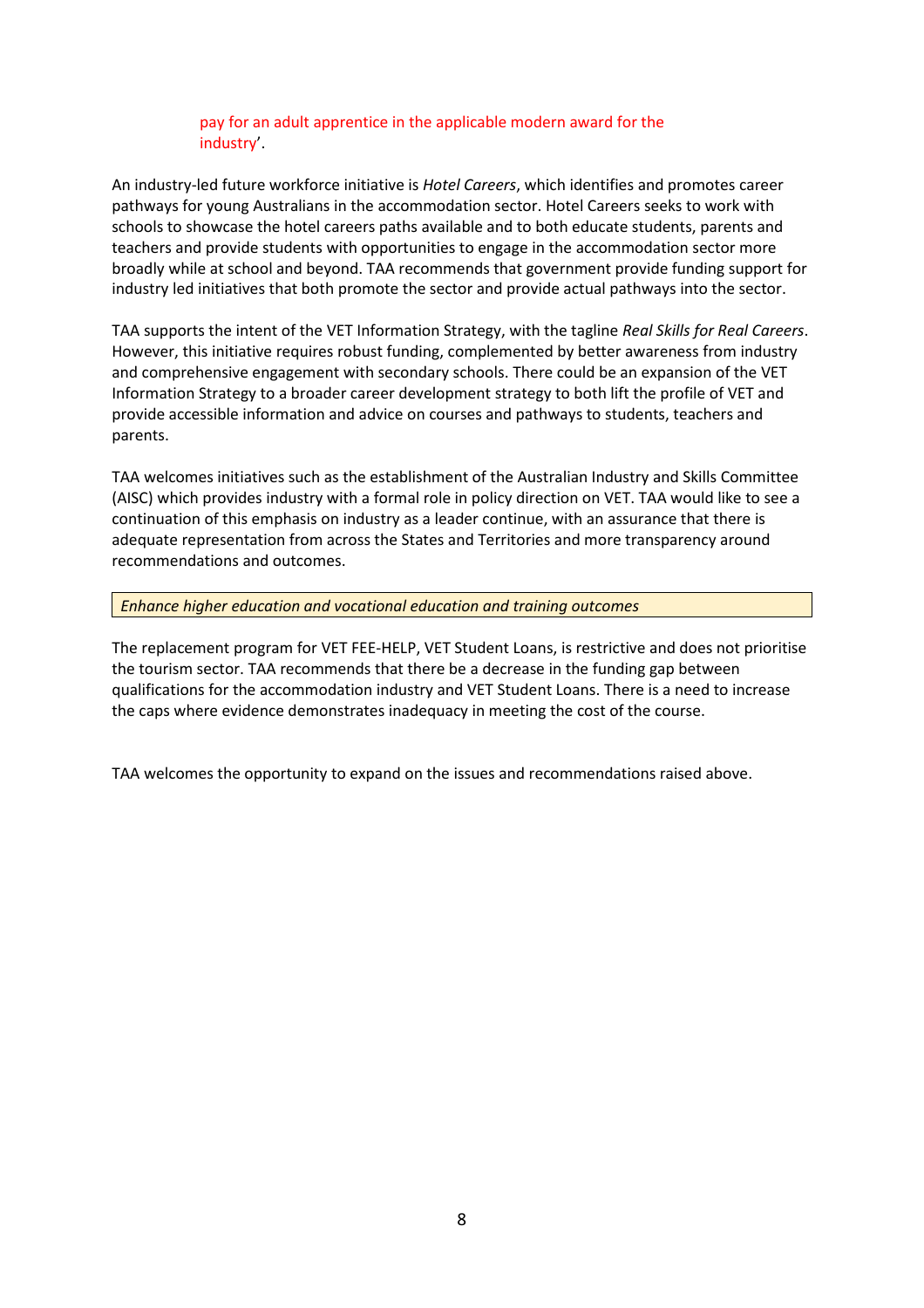pay for an adult apprentice in the applicable modern award for the industry'.

An industry-led future workforce initiative is *Hotel Careers*, which identifies and promotes career pathways for young Australians in the accommodation sector. Hotel Careers seeks to work with schools to showcase the hotel careers paths available and to both educate students, parents and teachers and provide students with opportunities to engage in the accommodation sector more broadly while at school and beyond. TAA recommends that government provide funding support for industry led initiatives that both promote the sector and provide actual pathways into the sector.

TAA supports the intent of the VET Information Strategy, with the tagline *Real Skills for Real Careers*. However, this initiative requires robust funding, complemented by better awareness from industry and comprehensive engagement with secondary schools. There could be an expansion of the VET Information Strategy to a broader career development strategy to both lift the profile of VET and provide accessible information and advice on courses and pathways to students, teachers and parents.

TAA welcomes initiatives such as the establishment of the Australian Industry and Skills Committee (AISC) which provides industry with a formal role in policy direction on VET. TAA would like to see a continuation of this emphasis on industry as a leader continue, with an assurance that there is adequate representation from across the States and Territories and more transparency around recommendations and outcomes.

*Enhance higher education and vocational education and training outcomes*

The replacement program for VET FEE-HELP, VET Student Loans, is restrictive and does not prioritise the tourism sector. TAA recommends that there be a decrease in the funding gap between qualifications for the accommodation industry and VET Student Loans. There is a need to increase the caps where evidence demonstrates inadequacy in meeting the cost of the course.

TAA welcomes the opportunity to expand on the issues and recommendations raised above.